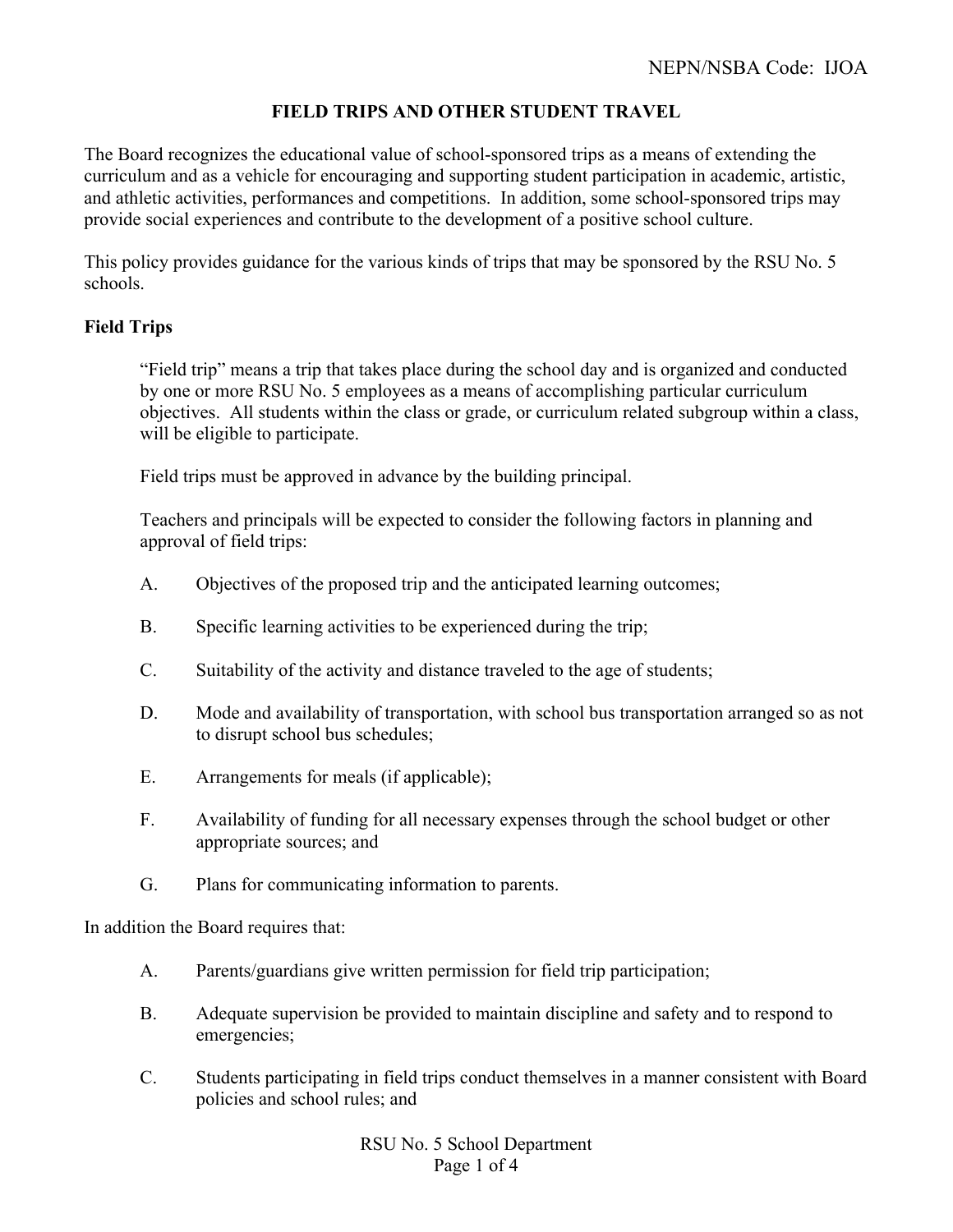NEPN/NSBA Code: IJOA

# FIELD TRIPS AND OTHER STUDENT TRAVEL

The Board recognizes the educational value of school-sponsored trips as a means of extending the curriculum and as a vehicle for encouraging and supporting student participation in academic, artistic, and athletic activities, performances and competitions. In addition, some school-sponsored trips may provide social experiences and contribute to the development of a positive school culture.

This policy provides guidance for the various kinds of trips that may be sponsored by the RSU No. 5 schools.

## Field Trips

"Field trip" means a trip that takes place during the school day and is organized and conducted by one or more RSU No. 5 employees as a means of accomplishing particular curriculum objectives. All students within the class or grade, or curriculum related subgroup within a class, will be eligible to participate.

Field trips must be approved in advance by the building principal.

Teachers and principals will be expected to consider the following factors in planning and approval of field trips:

A. Objectives of the proposed trip and the anticipated learning outcomes;

B. Specific learning activities to be experienced during the trip;

C. Suitability of the activity and distance traveled to the age of students;

D. Mode and availability of transportation, with school bus transportation arranged so as not to disrupt school bus schedules;

E. Arrangements for meals (if applicable);

F. Availability of funding for all necessary expenses through the school budget or other appropriate sources; and

G. Plans for communicating information to parents.

In addition the Board requires that:

A. Parents/guardians give written permission for field trip participation;

B. Adequate supervision be provided to maintain discipline and safety and to respond to emergencies;

C. Students participating in field trips conduct themselves in a manner consistent with Board policies and school rules; and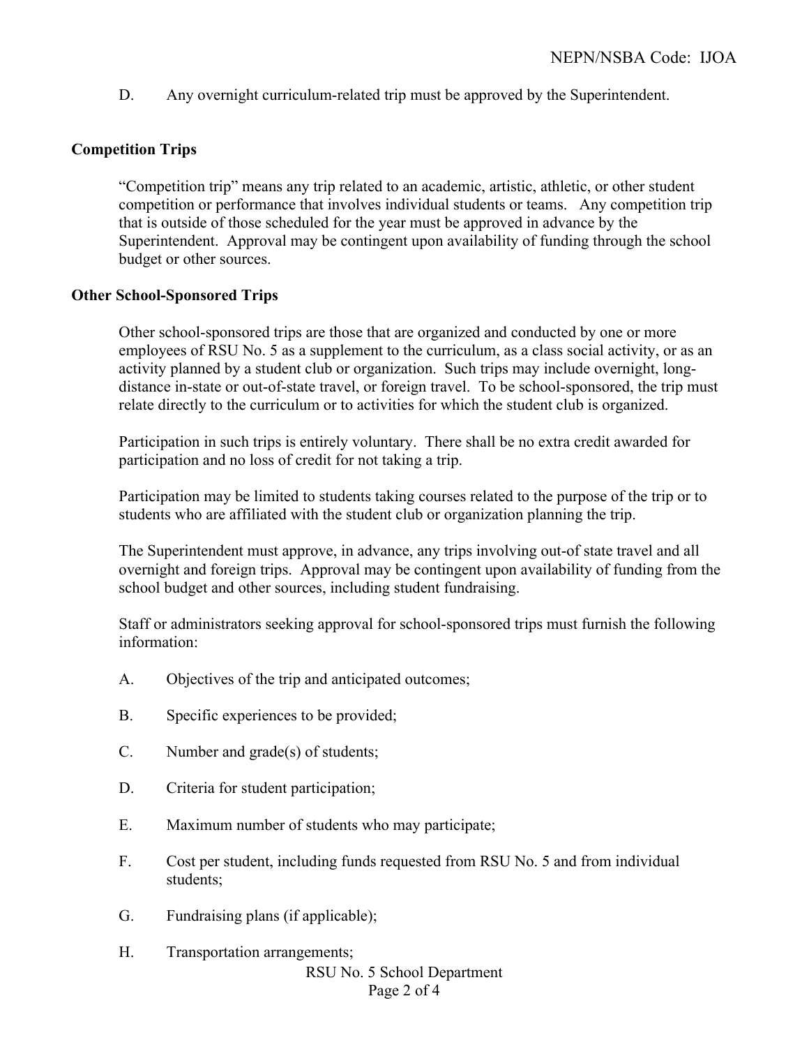D. Any overnight curriculum-related trip must be approved by the Superintendent.

**Competition Trips**

"Competition trip" means any trip related to an academic, artistic, athletic, or other student competition or performance that involves individual students or teams. Any competition trip that is outside of those scheduled for the year must be approved in advance by the Superintendent. Approval may be contingent upon availability of funding through the school budget or other sources.

**Other School-Sponsored Trips**

Other school-sponsored trips are those that are organized and conducted by one or more employees of RSU No. 5 as a supplement to the curriculum, as a class social activity, or as an activity planned by a student club or organization. Such trips may include overnight, long-distance in-state or out-of-state travel, or foreign travel. To be school-sponsored, the trip must relate directly to the curriculum or to activities for which the student club is organized.

Participation in such trips is entirely voluntary. There shall be no extra credit awarded for participation and no loss of credit for not taking a trip.

Participation may be limited to students taking courses related to the purpose of the trip or to students who are affiliated with the student club or organization planning the trip.

The Superintendent must approve, in advance, any trips involving out-of state travel and all overnight and foreign trips. Approval may be contingent upon availability of funding from the school budget and other sources, including student fundraising.

Staff or administrators seeking approval for school-sponsored trips must furnish the following information:

A. Objectives of the trip and anticipated outcomes;

B. Specific experiences to be provided;

C. Number and grade(s) of students;

D. Criteria for student participation;

E. Maximum number of students who may participate;

F. Cost per student, including funds requested from RSU No. 5 and from individual students;

G. Fundraising plans (if applicable);

H. Transportation arrangements;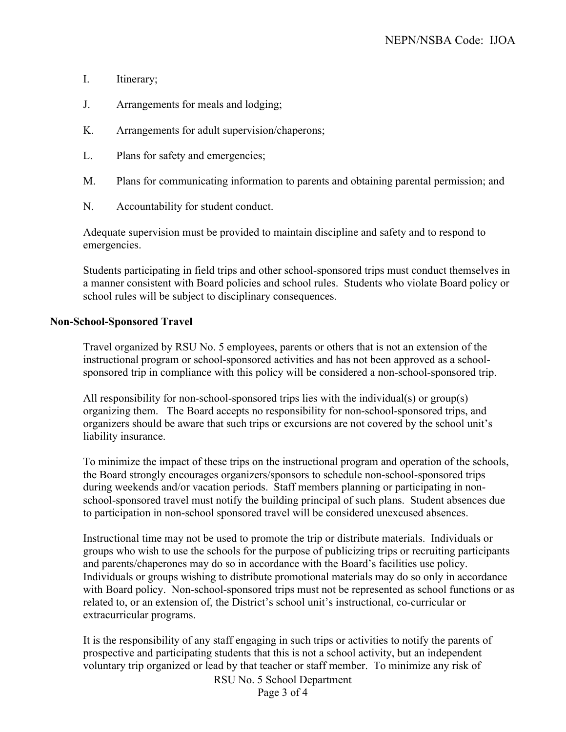I. Itinerary;

J. Arrangements for meals and lodging;

K. Arrangements for adult supervision/chaperons;

L. Plans for safety and emergencies;

M. Plans for communicating information to parents and obtaining parental permission; and

N. Accountability for student conduct.

Adequate supervision must be provided to maintain discipline and safety and to respond to emergencies.

Students participating in field trips and other school-sponsored trips must conduct themselves in a manner consistent with Board policies and school rules. Students who violate Board policy or school rules will be subject to disciplinary consequences.

**Non-School-Sponsored Travel**

Travel organized by RSU No. 5 employees, parents or others that is not an extension of the instructional program or school-sponsored activities and has not been approved as a school-sponsored trip in compliance with this policy will be considered a non-school-sponsored trip.

All responsibility for non-school-sponsored trips lies with the individual(s) or group(s) organizing them. The Board accepts no responsibility for non-school-sponsored trips, and organizers should be aware that such trips or excursions are not covered by the school unit's liability insurance.

To minimize the impact of these trips on the instructional program and operation of the schools, the Board strongly encourages organizers/sponsors to schedule non-school-sponsored trips during weekends and/or vacation periods. Staff members planning or participating in non-school-sponsored travel must notify the building principal of such plans. Student absences due to participation in non-school sponsored travel will be considered unexcused absences.

Instructional time may not be used to promote the trip or distribute materials. Individuals or groups who wish to use the schools for the purpose of publicizing trips or recruiting participants and parents/chaperones may do so in accordance with the Board's facilities use policy. Individuals or groups wishing to distribute promotional materials may do so only in accordance with Board policy. Non-school-sponsored trips must not be represented as school functions or as related to, or an extension of, the District's school unit's instructional, co-curricular or extracurricular programs.

It is the responsibility of any staff engaging in such trips or activities to notify the parents of prospective and participating students that this is not a school activity, but an independent voluntary trip organized or lead by that teacher or staff member. To minimize any risk of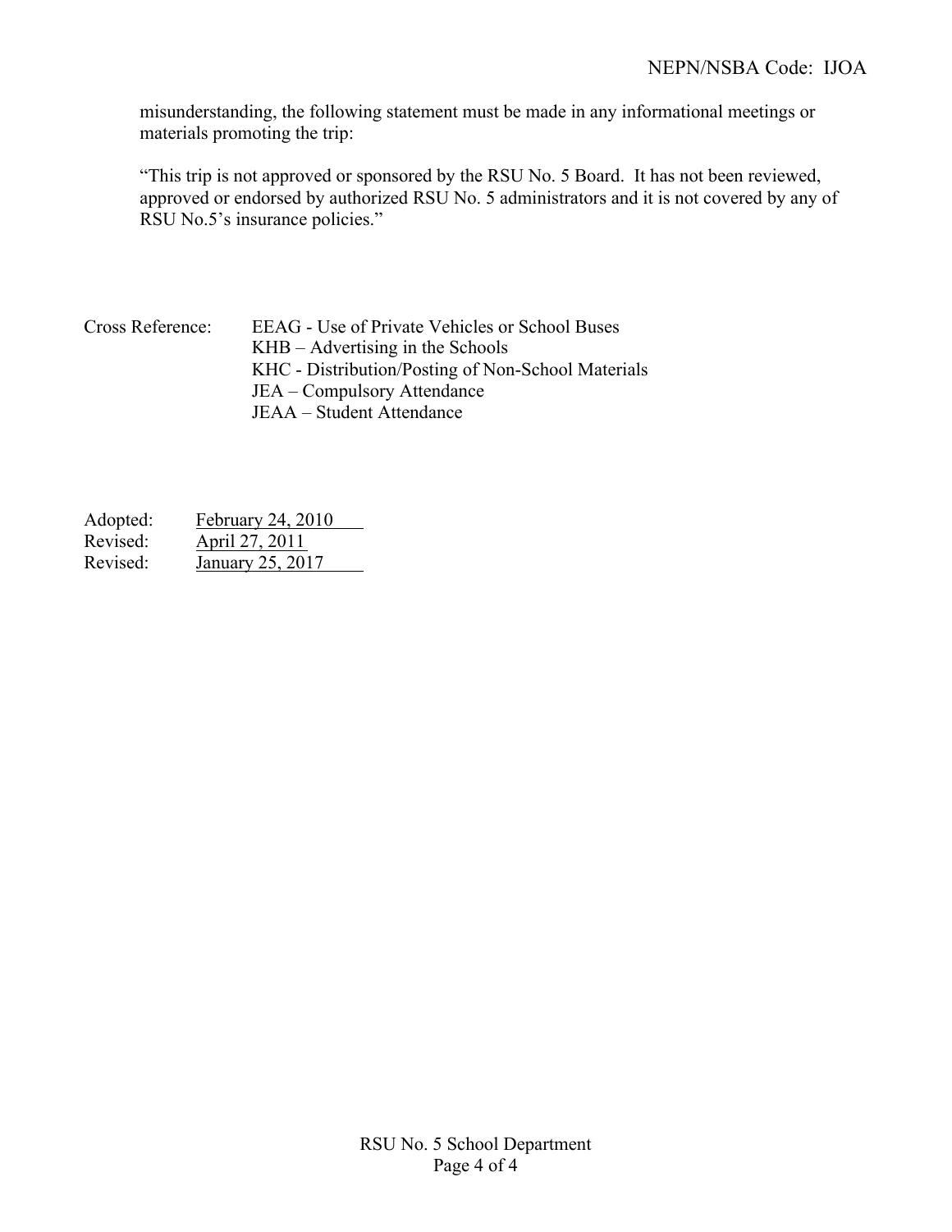misunderstanding, the following statement must be made in any informational meetings or materials promoting the trip:

"This trip is not approved or sponsored by the RSU No. 5 Board. It has not been reviewed, approved or endorsed by authorized RSU No. 5 administrators and it is not covered by any of RSU No.5's insurance policies."

Cross Reference: EEAG - Use of Private Vehicles or School Buses
KHB – Advertising in the Schools
KHC - Distribution/Posting of Non-School Materials
JEA – Compulsory Attendance
JEAA – Student Attendance

Adopted: February 24, 2010
Revised: April 27, 2011
Revised: January 25, 2017